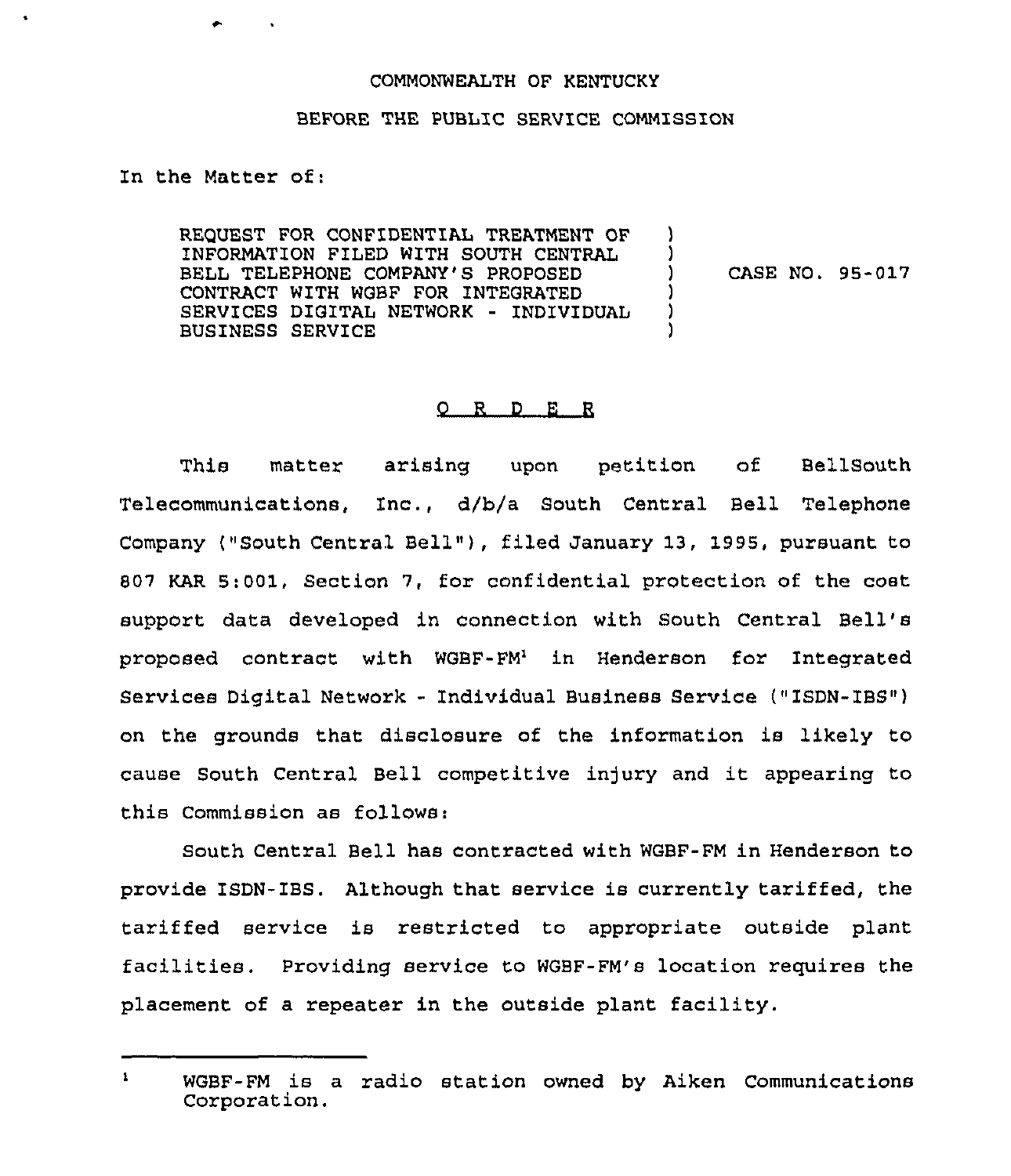COMMONWEALTH OF KENTUCKY

BEFORE THE PUBLIC SERVICE COMMISSION

In the Matter of:

| | | |
|---|---|---|
| REQUEST FOR CONFIDENTIAL TREATMENT OF INFORMATION FILED WITH SOUTH CENTRAL BELL TELEPHONE COMPANY'S PROPOSED CONTRACT WITH WGBF FOR INTEGRATED SERVICES DIGITAL NETWORK - INDIVIDUAL BUSINESS SERVICE | ) | CASE NO. 95-017 |

## O R D E R

This matter arising upon petition of BellSouth Telecommunications, Inc., d/b/a South Central Bell Telephone Company ("South Central Bell"), filed January 13, 1995, pursuant to 807 KAR 5:001, Section 7, for confidential protection of the cost support data developed in connection with South Central Bell's proposed contract with WGBF-FM[1] in Henderson for Integrated Services Digital Network - Individual Business Service ("ISDN-IBS") on the grounds that disclosure of the information is likely to cause South Central Bell competitive injury and it appearing to this Commission as follows:

South Central Bell has contracted with WGBF-FM in Henderson to provide ISDN-IBS. Although that service is currently tariffed, the tariffed service is restricted to appropriate outside plant facilities. Providing service to WGBF-FM's location requires the placement of a repeater in the outside plant facility.

---

[1] WGBF-FM is a radio station owned by Aiken Communications Corporation.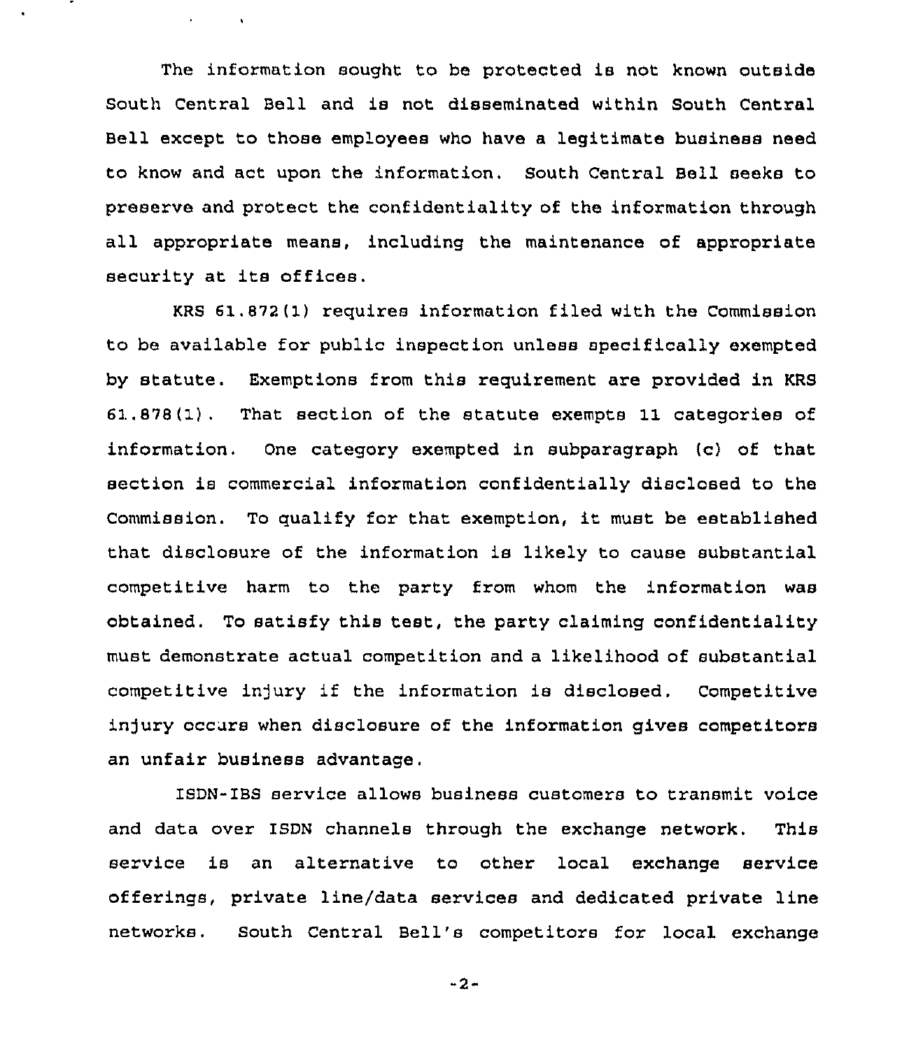The information sought to be protected is not known outside South Central Bell and is not disseminated within South Central Bell except to those employees who have a legitimate business need to know and act upon the information. South Central Bell seeks to preserve and protect the confidentiality of the information through all appropriate means, including the maintenance of appropriate security at its offices.

KRS 61.872(1) requires information filed with the Commission to be available for public inspection unless specifically exempted by statute. Exemptions from this requirement are provided in KRS 61.878(1). That section of the statute exempts 11 categories of information. One category exempted in subparagraph (c) of that section is commercial information confidentially disclosed to the Commission. To qualify for that exemption, it must be established that disclosure of the information is likely to cause substantial competitive harm to the party from whom the information was obtained. To satisfy this test, the party claiming confidentiality must demonstrate actual competition and a likelihood of substantial competitive injury if the information is disclosed. Competitive injury occurs when disclosure of the information gives competitors an unfair business advantage.

ISDN-IBS service allows business customers to transmit voice and data over ISDN channels through the exchange network. This service is an alternative to other local exchange service offerings, private line/data services and dedicated private line networks. South Central Bell's competitors for local exchange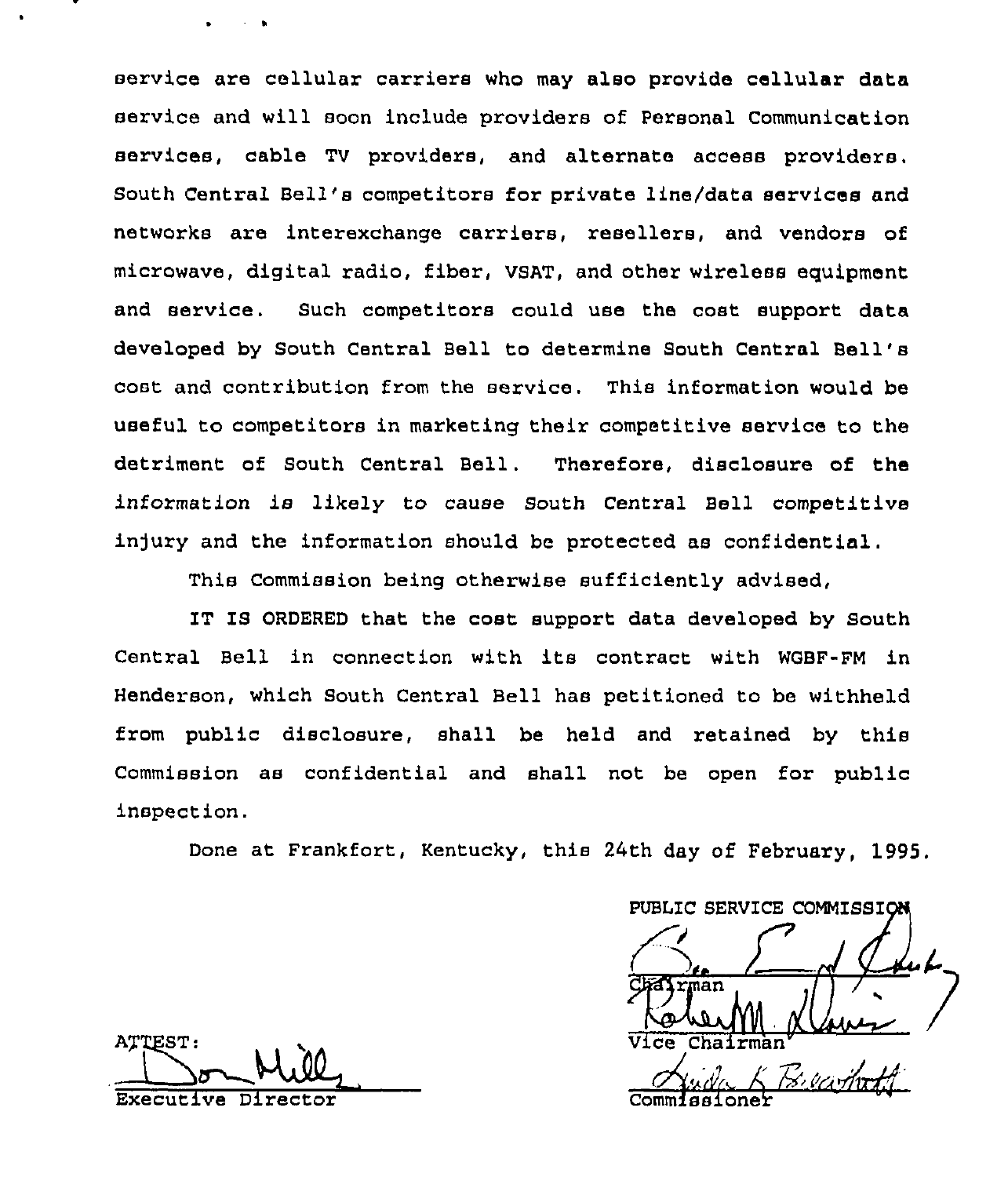service are cellular carriers who may also provide cellular data service and will soon include providers of Personal Communication services, cable TV providers, and alternate access providers. South Central Bell's competitors for private line/data services and networks are interexchange carriers, resellers, and vendors of microwave, digital radio, fiber, VSAT, and other wireless equipment and service. Such competitors could use the cost support data developed by South Central Bell to determine South Central Bell's cost and contribution from the service. This information would be useful to competitors in marketing their competitive service to the detriment of South Central Bell. Therefore, disclosure of the information is likely to cause South Central Bell competitive injury and the information should be protected as confidential.

This Commission being otherwise sufficiently advised,

IT IS ORDERED that the cost support data developed by South Central Bell in connection with its contract with WGBF-FM in Henderson, which South Central Bell has petitioned to be withheld from public disclosure, shall be held and retained by this Commission as confidential and shall not be open for public inspection.

Done at Frankfort, Kentucky, this 24th day of February, 1995.

PUBLIC SERVICE COMMISSION

Chairman

Vice Chairman

Commissioner

ATTEST:

Executive Director